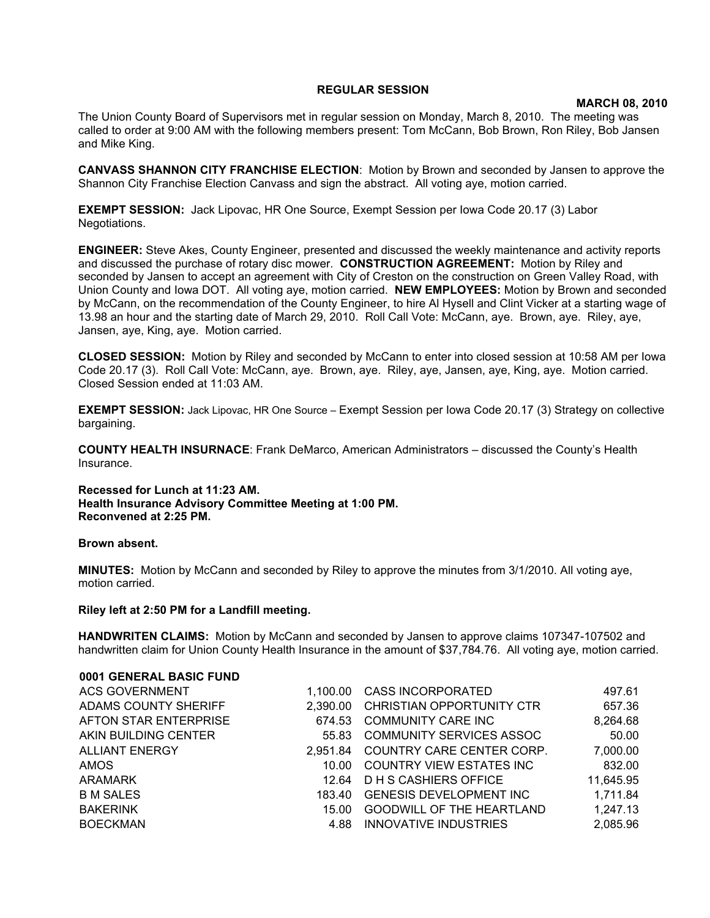**REGULAR SESSION**

**MARCH 08, 2010**

The Union County Board of Supervisors met in regular session on Monday, March 8, 2010. The meeting was called to order at 9:00 AM with the following members present: Tom McCann, Bob Brown, Ron Riley, Bob Jansen and Mike King.

**CANVASS SHANNON CITY FRANCHISE ELECTION**: Motion by Brown and seconded by Jansen to approve the Shannon City Franchise Election Canvass and sign the abstract. All voting aye, motion carried.

**EXEMPT SESSION:** Jack Lipovac, HR One Source, Exempt Session per Iowa Code 20.17 (3) Labor Negotiations.

**ENGINEER:** Steve Akes, County Engineer, presented and discussed the weekly maintenance and activity reports and discussed the purchase of rotary disc mower. **CONSTRUCTION AGREEMENT:** Motion by Riley and seconded by Jansen to accept an agreement with City of Creston on the construction on Green Valley Road, with Union County and Iowa DOT. All voting aye, motion carried. **NEW EMPLOYEES:** Motion by Brown and seconded by McCann, on the recommendation of the County Engineer, to hire Al Hysell and Clint Vicker at a starting wage of 13.98 an hour and the starting date of March 29, 2010. Roll Call Vote: McCann, aye. Brown, aye. Riley, aye, Jansen, aye, King, aye. Motion carried.

**CLOSED SESSION:** Motion by Riley and seconded by McCann to enter into closed session at 10:58 AM per Iowa Code 20.17 (3). Roll Call Vote: McCann, aye. Brown, aye. Riley, aye, Jansen, aye, King, aye. Motion carried. Closed Session ended at 11:03 AM.

**EXEMPT SESSION:** Jack Lipovac, HR One Source – Exempt Session per Iowa Code 20.17 (3) Strategy on collective bargaining.

**COUNTY HEALTH INSURNACE**: Frank DeMarco, American Administrators – discussed the County's Health Insurance.

**Recessed for Lunch at 11:23 AM.**
**Health Insurance Advisory Committee Meeting at 1:00 PM.**
**Reconvened at 2:25 PM.**

**Brown absent.**

**MINUTES:** Motion by McCann and seconded by Riley to approve the minutes from 3/1/2010. All voting aye, motion carried.

**Riley left at 2:50 PM for a Landfill meeting.**

**HANDWRITEN CLAIMS:** Motion by McCann and seconded by Jansen to approve claims 107347-107502 and handwritten claim for Union County Health Insurance in the amount of $37,784.76. All voting aye, motion carried.

**0001 GENERAL BASIC FUND**

| | | | |
|---|---|---|---|
| ACS GOVERNMENT | 1,100.00 | CASS INCORPORATED | 497.61 |
| ADAMS COUNTY SHERIFF | 2,390.00 | CHRISTIAN OPPORTUNITY CTR | 657.36 |
| AFTON STAR ENTERPRISE | 674.53 | COMMUNITY CARE INC | 8,264.68 |
| AKIN BUILDING CENTER | 55.83 | COMMUNITY SERVICES ASSOC | 50.00 |
| ALLIANT ENERGY | 2,951.84 | COUNTRY CARE CENTER CORP. | 7,000.00 |
| AMOS | 10.00 | COUNTRY VIEW ESTATES INC | 832.00 |
| ARAMARK | 12.64 | D H S CASHIERS OFFICE | 11,645.95 |
| B M SALES | 183.40 | GENESIS DEVELOPMENT INC | 1,711.84 |
| BAKERINK | 15.00 | GOODWILL OF THE HEARTLAND | 1,247.13 |
| BOECKMAN | 4.88 | INNOVATIVE INDUSTRIES | 2,085.96 |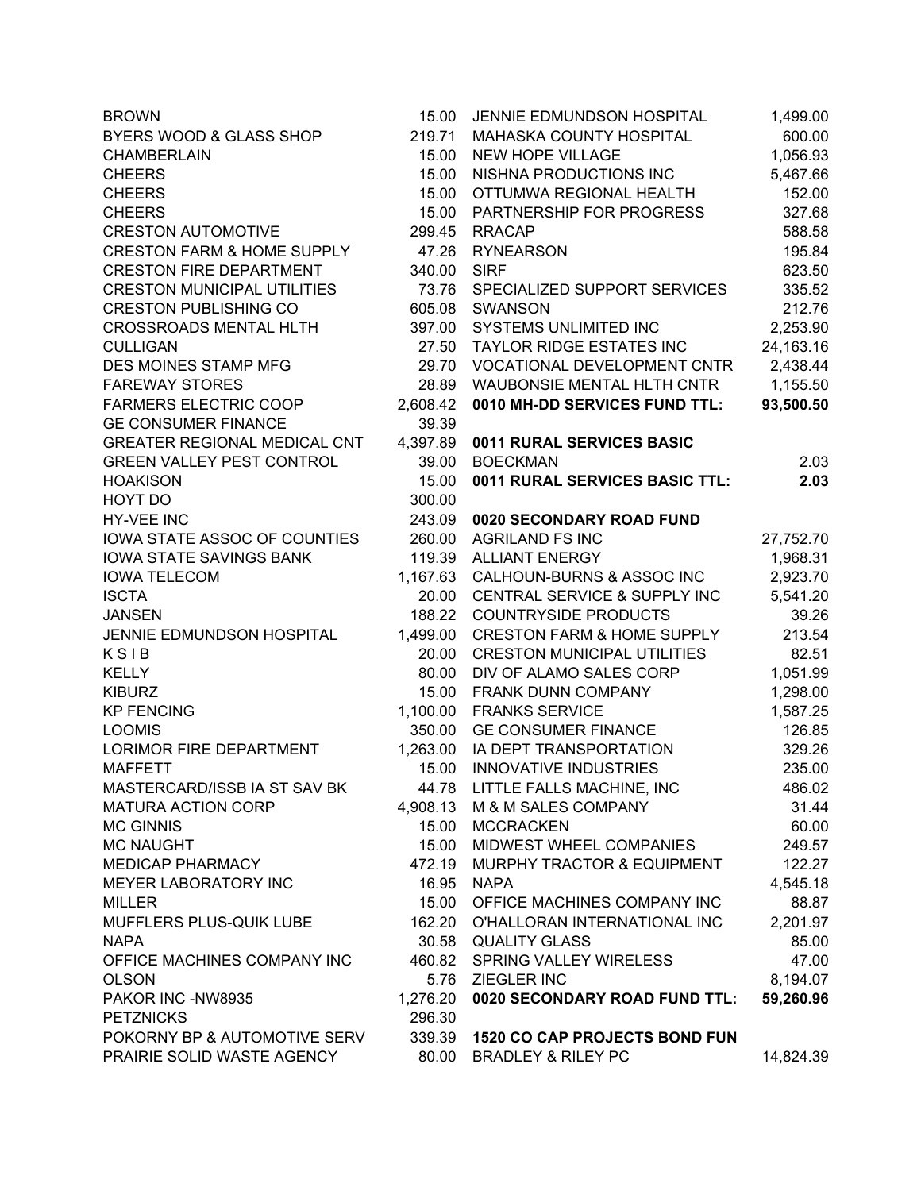| | |
|---|---|
| BROWN | 15.00 |
| BYERS WOOD & GLASS SHOP | 219.71 |
| CHAMBERLAIN | 15.00 |
| CHEERS | 15.00 |
| CHEERS | 15.00 |
| CHEERS | 15.00 |
| CRESTON AUTOMOTIVE | 299.45 |
| CRESTON FARM & HOME SUPPLY | 47.26 |
| CRESTON FIRE DEPARTMENT | 340.00 |
| CRESTON MUNICIPAL UTILITIES | 73.76 |
| CRESTON PUBLISHING CO | 605.08 |
| CROSSROADS MENTAL HLTH | 397.00 |
| CULLIGAN | 27.50 |
| DES MOINES STAMP MFG | 29.70 |
| FAREWAY STORES | 28.89 |
| FARMERS ELECTRIC COOP | 2,608.42 |
| GE CONSUMER FINANCE | 39.39 |
| GREATER REGIONAL MEDICAL CNT | 4,397.89 |
| GREEN VALLEY PEST CONTROL | 39.00 |
| HOAKISON | 15.00 |
| HOYT DO | 300.00 |
| HY-VEE INC | 243.09 |
| IOWA STATE ASSOC OF COUNTIES | 260.00 |
| IOWA STATE SAVINGS BANK | 119.39 |
| IOWA TELECOM | 1,167.63 |
| ISCTA | 20.00 |
| JANSEN | 188.22 |
| JENNIE EDMUNDSON HOSPITAL | 1,499.00 |
| K S I B | 20.00 |
| KELLY | 80.00 |
| KIBURZ | 15.00 |
| KP FENCING | 1,100.00 |
| LOOMIS | 350.00 |
| LORIMOR FIRE DEPARTMENT | 1,263.00 |
| MAFFETT | 15.00 |
| MASTERCARD/ISSB IA ST SAV BK | 44.78 |
| MATURA ACTION CORP | 4,908.13 |
| MC GINNIS | 15.00 |
| MC NAUGHT | 15.00 |
| MEDICAP PHARMACY | 472.19 |
| MEYER LABORATORY INC | 16.95 |
| MILLER | 15.00 |
| MUFFLERS PLUS-QUIK LUBE | 162.20 |
| NAPA | 30.58 |
| OFFICE MACHINES COMPANY INC | 460.82 |
| OLSON | 5.76 |
| PAKOR INC -NW8935 | 1,276.20 |
| PETZNICKS | 296.30 |
| POKORNY BP & AUTOMOTIVE SERV | 339.39 |
| PRAIRIE SOLID WASTE AGENCY | 80.00 |
| JENNIE EDMUNDSON HOSPITAL | 1,499.00 |
| MAHASKA COUNTY HOSPITAL | 600.00 |
| NEW HOPE VILLAGE | 1,056.93 |
| NISHNA PRODUCTIONS INC | 5,467.66 |
| OTTUMWA REGIONAL HEALTH | 152.00 |
| PARTNERSHIP FOR PROGRESS | 327.68 |
| RRACAP | 588.58 |
| RYNEARSON | 195.84 |
| SIRF | 623.50 |
| SPECIALIZED SUPPORT SERVICES | 335.52 |
| SWANSON | 212.76 |
| SYSTEMS UNLIMITED INC | 2,253.90 |
| TAYLOR RIDGE ESTATES INC | 24,163.16 |
| VOCATIONAL DEVELOPMENT CNTR | 2,438.44 |
| WAUBONSIE MENTAL HLTH CNTR | 1,155.50 |
| **0010 MH-DD SERVICES FUND TTL:** | **93,500.50** |
| | |
| **0011 RURAL SERVICES BASIC** | |
| BOECKMAN | 2.03 |
| **0011 RURAL SERVICES BASIC TTL:** | **2.03** |
| | |
| **0020 SECONDARY ROAD FUND** | |
| AGRILAND FS INC | 27,752.70 |
| ALLIANT ENERGY | 1,968.31 |
| CALHOUN-BURNS & ASSOC INC | 2,923.70 |
| CENTRAL SERVICE & SUPPLY INC | 5,541.20 |
| COUNTRYSIDE PRODUCTS | 39.26 |
| CRESTON FARM & HOME SUPPLY | 213.54 |
| CRESTON MUNICIPAL UTILITIES | 82.51 |
| DIV OF ALAMO SALES CORP | 1,051.99 |
| FRANK DUNN COMPANY | 1,298.00 |
| FRANKS SERVICE | 1,587.25 |
| GE CONSUMER FINANCE | 126.85 |
| IA DEPT TRANSPORTATION | 329.26 |
| INNOVATIVE INDUSTRIES | 235.00 |
| LITTLE FALLS MACHINE, INC | 486.02 |
| M & M SALES COMPANY | 31.44 |
| MCCRACKEN | 60.00 |
| MIDWEST WHEEL COMPANIES | 249.57 |
| MURPHY TRACTOR & EQUIPMENT | 122.27 |
| NAPA | 4,545.18 |
| OFFICE MACHINES COMPANY INC | 88.87 |
| O'HALLORAN INTERNATIONAL INC | 2,201.97 |
| QUALITY GLASS | 85.00 |
| SPRING VALLEY WIRELESS | 47.00 |
| ZIEGLER INC | 8,194.07 |
| **0020 SECONDARY ROAD FUND TTL:** | **59,260.96** |
| | |
| **1520 CO CAP PROJECTS BOND FUN** | |
| BRADLEY & RILEY PC | 14,824.39 |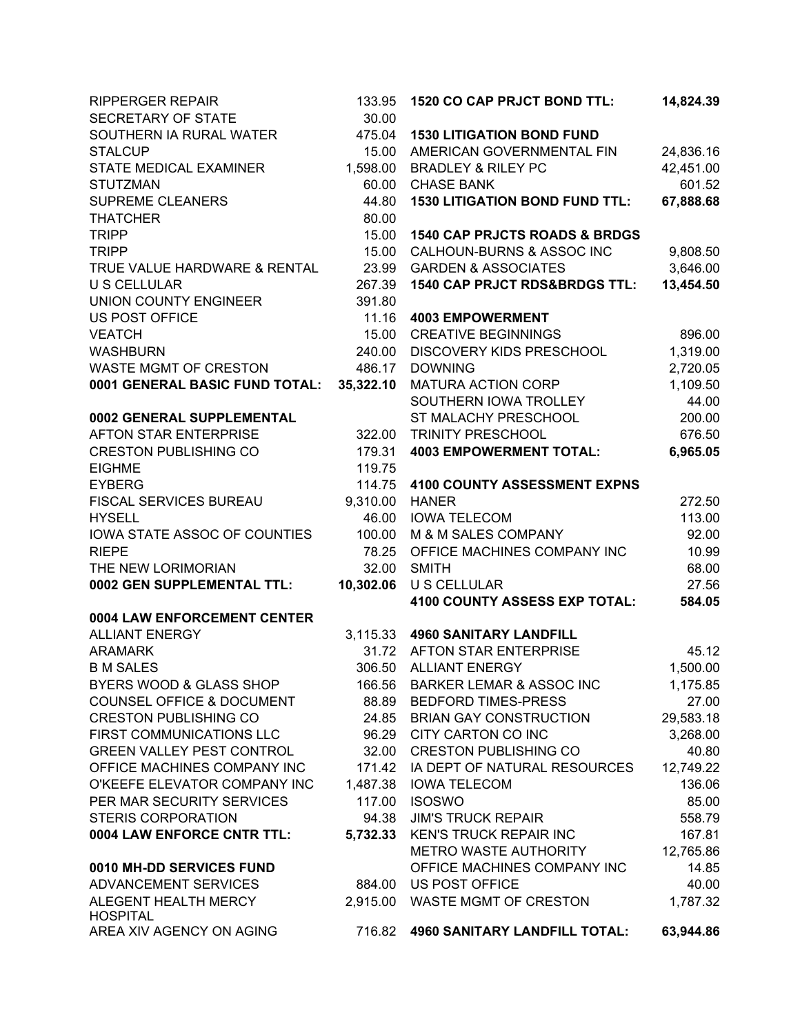| | |
|---|---|
| RIPPERGER REPAIR | 133.95 |
| SECRETARY OF STATE | 30.00 |
| SOUTHERN IA RURAL WATER | 475.04 |
| STALCUP | 15.00 |
| STATE MEDICAL EXAMINER | 1,598.00 |
| STUTZMAN | 60.00 |
| SUPREME CLEANERS | 44.80 |
| THATCHER | 80.00 |
| TRIPP | 15.00 |
| TRIPP | 15.00 |
| TRUE VALUE HARDWARE & RENTAL | 23.99 |
| U S CELLULAR | 267.39 |
| UNION COUNTY ENGINEER | 391.80 |
| US POST OFFICE | 11.16 |
| VEATCH | 15.00 |
| WASHBURN | 240.00 |
| WASTE MGMT OF CRESTON | 486.17 |
| **0001 GENERAL BASIC FUND TOTAL:** | **35,322.10** |

**0002 GENERAL SUPPLEMENTAL**

| | |
|---|---|
| AFTON STAR ENTERPRISE | 322.00 |
| CRESTON PUBLISHING CO | 179.31 |
| EIGHME | 119.75 |
| EYBERG | 114.75 |
| FISCAL SERVICES BUREAU | 9,310.00 |
| HYSELL | 46.00 |
| IOWA STATE ASSOC OF COUNTIES | 100.00 |
| RIEPE | 78.25 |
| THE NEW LORIMORIAN | 32.00 |
| **0002 GEN SUPPLEMENTAL TTL:** | **10,302.06** |

**0004 LAW ENFORCEMENT CENTER**

| | |
|---|---|
| ALLIANT ENERGY | 3,115.33 |
| ARAMARK | 31.72 |
| B M SALES | 306.50 |
| BYERS WOOD & GLASS SHOP | 166.56 |
| COUNSEL OFFICE & DOCUMENT | 88.89 |
| CRESTON PUBLISHING CO | 24.85 |
| FIRST COMMUNICATIONS LLC | 96.29 |
| GREEN VALLEY PEST CONTROL | 32.00 |
| OFFICE MACHINES COMPANY INC | 171.42 |
| O'KEEFE ELEVATOR COMPANY INC | 1,487.38 |
| PER MAR SECURITY SERVICES | 117.00 |
| STERIS CORPORATION | 94.38 |
| **0004 LAW ENFORCE CNTR TTL:** | **5,732.33** |

**0010 MH-DD SERVICES FUND**

| | |
|---|---|
| ADVANCEMENT SERVICES | 884.00 |
| ALEGENT HEALTH MERCY HOSPITAL | 2,915.00 |
| AREA XIV AGENCY ON AGING | 716.82 |

| | |
|---|---|
| **1520 CO CAP PRJCT BOND TTL:** | **14,824.39** |

**1530 LITIGATION BOND FUND**

| | |
|---|---|
| AMERICAN GOVERNMENTAL FIN | 24,836.16 |
| BRADLEY & RILEY PC | 42,451.00 |
| CHASE BANK | 601.52 |
| **1530 LITIGATION BOND FUND TTL:** | **67,888.68** |

**1540 CAP PRJCTS ROADS & BRDGS**

| | |
|---|---|
| CALHOUN-BURNS & ASSOC INC | 9,808.50 |
| GARDEN & ASSOCIATES | 3,646.00 |
| **1540 CAP PRJCT RDS&BRDGS TTL:** | **13,454.50** |

**4003 EMPOWERMENT**

| | |
|---|---|
| CREATIVE BEGINNINGS | 896.00 |
| DISCOVERY KIDS PRESCHOOL | 1,319.00 |
| DOWNING | 2,720.05 |
| MATURA ACTION CORP | 1,109.50 |
| SOUTHERN IOWA TROLLEY | 44.00 |
| ST MALACHY PRESCHOOL | 200.00 |
| TRINITY PRESCHOOL | 676.50 |
| **4003 EMPOWERMENT TOTAL:** | **6,965.05** |

**4100 COUNTY ASSESSMENT EXPNS**

| | |
|---|---|
| HANER | 272.50 |
| IOWA TELECOM | 113.00 |
| M & M SALES COMPANY | 92.00 |
| OFFICE MACHINES COMPANY INC | 10.99 |
| SMITH | 68.00 |
| U S CELLULAR | 27.56 |
| **4100 COUNTY ASSESS EXP TOTAL:** | **584.05** |

**4960 SANITARY LANDFILL**

| | |
|---|---|
| AFTON STAR ENTERPRISE | 45.12 |
| ALLIANT ENERGY | 1,500.00 |
| BARKER LEMAR & ASSOC INC | 1,175.85 |
| BEDFORD TIMES-PRESS | 27.00 |
| BRIAN GAY CONSTRUCTION | 29,583.18 |
| CITY CARTON CO INC | 3,268.00 |
| CRESTON PUBLISHING CO | 40.80 |
| IA DEPT OF NATURAL RESOURCES | 12,749.22 |
| IOWA TELECOM | 136.06 |
| ISOSWO | 85.00 |
| JIM'S TRUCK REPAIR | 558.79 |
| KEN'S TRUCK REPAIR INC | 167.81 |
| METRO WASTE AUTHORITY | 12,765.86 |
| OFFICE MACHINES COMPANY INC | 14.85 |
| US POST OFFICE | 40.00 |
| WASTE MGMT OF CRESTON | 1,787.32 |
| **4960 SANITARY LANDFILL TOTAL:** | **63,944.86** |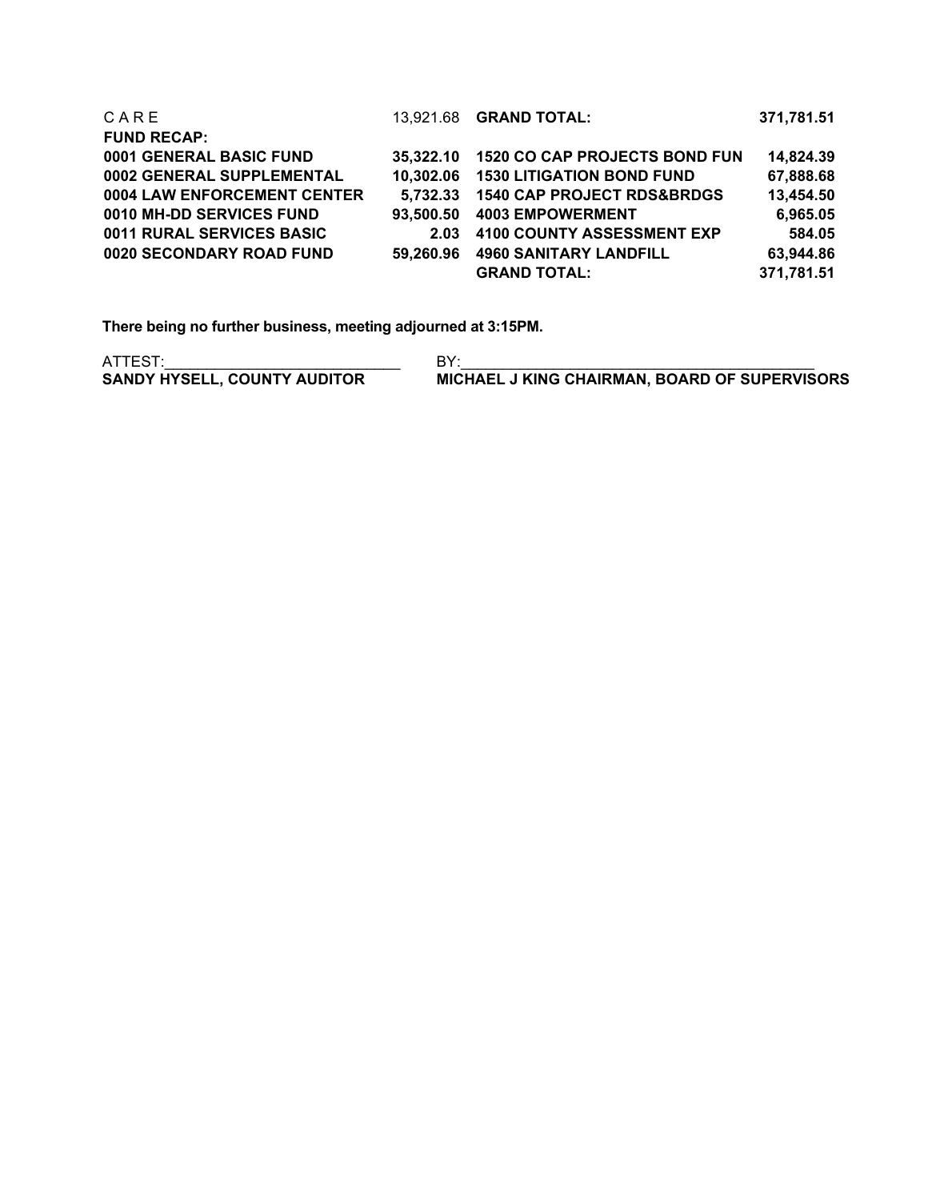| | | | |
|---|---|---|---|
| C A R E | 13,921.68 | **GRAND TOTAL:** | **371,781.51** |
| **FUND RECAP:** | | | |
| **0001 GENERAL BASIC FUND** | **35,322.10** | **1520 CO CAP PROJECTS BOND FUN** | **14,824.39** |
| **0002 GENERAL SUPPLEMENTAL** | **10,302.06** | **1530 LITIGATION BOND FUND** | **67,888.68** |
| **0004 LAW ENFORCEMENT CENTER** | **5,732.33** | **1540 CAP PROJECT RDS&BRDGS** | **13,454.50** |
| **0010 MH-DD SERVICES FUND** | **93,500.50** | **4003 EMPOWERMENT** | **6,965.05** |
| **0011 RURAL SERVICES BASIC** | **2.03** | **4100 COUNTY ASSESSMENT EXP** | **584.05** |
| **0020 SECONDARY ROAD FUND** | **59,260.96** | **4960 SANITARY LANDFILL** | **63,944.86** |
| | | **GRAND TOTAL:** | **371,781.51** |

**There being no further business, meeting adjourned at 3:15PM.**

ATTEST:____________________________ BY:__________________________________________

**SANDY HYSELL, COUNTY AUDITOR** **MICHAEL J KING CHAIRMAN, BOARD OF SUPERVISORS**